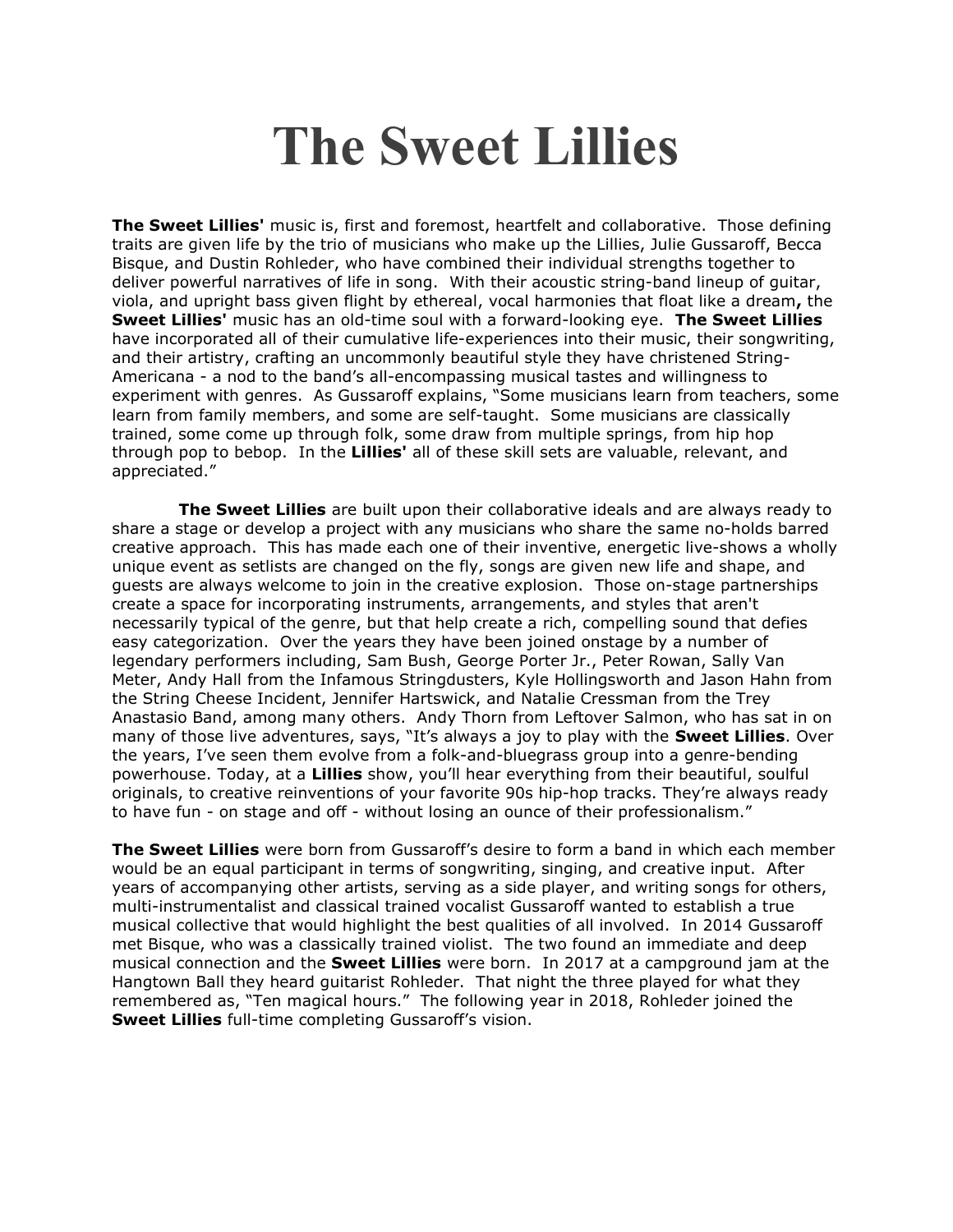# The Sweet Lillies

**The Sweet Lillies'** music is, first and foremost, heartfelt and collaborative. Those defining traits are given life by the trio of musicians who make up the Lillies, Julie Gussaroff, Becca Bisque, and Dustin Rohleder, who have combined their individual strengths together to deliver powerful narratives of life in song. With their acoustic string-band lineup of guitar, viola, and upright bass given flight by ethereal, vocal harmonies that float like a dream**,** the **Sweet Lillies'** music has an old-time soul with a forward-looking eye. **The Sweet Lillies** have incorporated all of their cumulative life-experiences into their music, their songwriting, and their artistry, crafting an uncommonly beautiful style they have christened String-Americana - a nod to the band's all-encompassing musical tastes and willingness to experiment with genres. As Gussaroff explains, "Some musicians learn from teachers, some learn from family members, and some are self-taught. Some musicians are classically trained, some come up through folk, some draw from multiple springs, from hip hop through pop to bebop. In the **Lillies'** all of these skill sets are valuable, relevant, and appreciated."

**The Sweet Lillies** are built upon their collaborative ideals and are always ready to share a stage or develop a project with any musicians who share the same no-holds barred creative approach. This has made each one of their inventive, energetic live-shows a wholly unique event as setlists are changed on the fly, songs are given new life and shape, and guests are always welcome to join in the creative explosion. Those on-stage partnerships create a space for incorporating instruments, arrangements, and styles that aren't necessarily typical of the genre, but that help create a rich, compelling sound that defies easy categorization. Over the years they have been joined onstage by a number of legendary performers including, Sam Bush, George Porter Jr., Peter Rowan, Sally Van Meter, Andy Hall from the Infamous Stringdusters, Kyle Hollingsworth and Jason Hahn from the String Cheese Incident, Jennifer Hartswick, and Natalie Cressman from the Trey Anastasio Band, among many others. Andy Thorn from Leftover Salmon, who has sat in on many of those live adventures, says, "It's always a joy to play with the **Sweet Lillies**. Over the years, I've seen them evolve from a folk-and-bluegrass group into a genre-bending powerhouse. Today, at a **Lillies** show, you'll hear everything from their beautiful, soulful originals, to creative reinventions of your favorite 90s hip-hop tracks. They're always ready to have fun - on stage and off - without losing an ounce of their professionalism."

**The Sweet Lillies** were born from Gussaroff's desire to form a band in which each member would be an equal participant in terms of songwriting, singing, and creative input. After years of accompanying other artists, serving as a side player, and writing songs for others, multi-instrumentalist and classical trained vocalist Gussaroff wanted to establish a true musical collective that would highlight the best qualities of all involved. In 2014 Gussaroff met Bisque, who was a classically trained violist. The two found an immediate and deep musical connection and the **Sweet Lillies** were born. In 2017 at a campground jam at the Hangtown Ball they heard guitarist Rohleder. That night the three played for what they remembered as, "Ten magical hours." The following year in 2018, Rohleder joined the **Sweet Lillies** full-time completing Gussaroff's vision.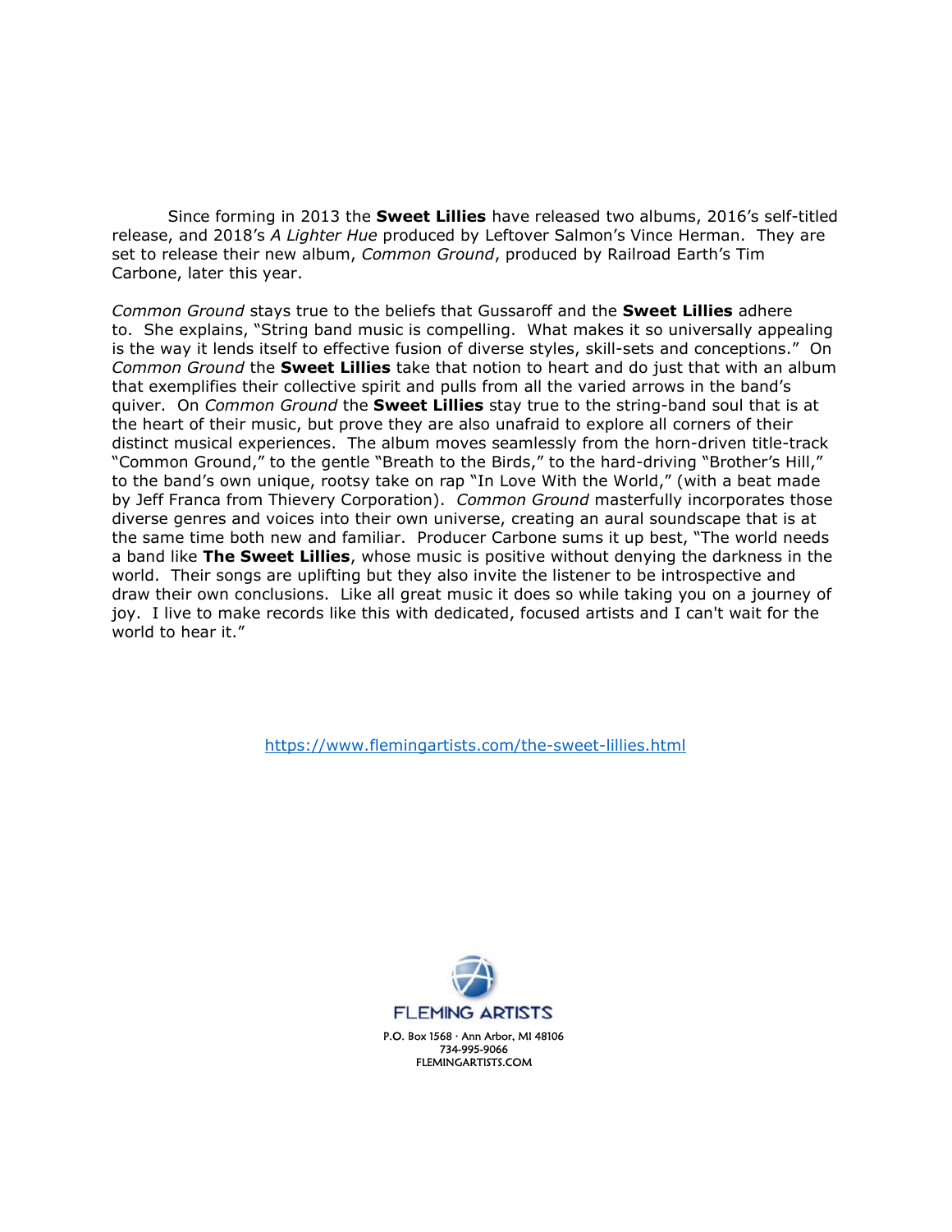Since forming in 2013 the **Sweet Lillies** have released two albums, 2016's self-titled release, and 2018's *A Lighter Hue* produced by Leftover Salmon's Vince Herman. They are set to release their new album, *Common Ground*, produced by Railroad Earth's Tim Carbone, later this year.

*Common Ground* stays true to the beliefs that Gussaroff and the **Sweet Lillies** adhere to. She explains, "String band music is compelling. What makes it so universally appealing is the way it lends itself to effective fusion of diverse styles, skill-sets and conceptions." On *Common Ground* the **Sweet Lillies** take that notion to heart and do just that with an album that exemplifies their collective spirit and pulls from all the varied arrows in the band's quiver. On *Common Ground* the **Sweet Lillies** stay true to the string-band soul that is at the heart of their music, but prove they are also unafraid to explore all corners of their distinct musical experiences. The album moves seamlessly from the horn-driven title-track "Common Ground," to the gentle "Breath to the Birds," to the hard-driving "Brother's Hill," to the band's own unique, rootsy take on rap "In Love With the World," (with a beat made by Jeff Franca from Thievery Corporation). *Common Ground* masterfully incorporates those diverse genres and voices into their own universe, creating an aural soundscape that is at the same time both new and familiar. Producer Carbone sums it up best, "The world needs a band like **The Sweet Lillies**, whose music is positive without denying the darkness in the world. Their songs are uplifting but they also invite the listener to be introspective and draw their own conclusions. Like all great music it does so while taking you on a journey of joy. I live to make records like this with dedicated, focused artists and I can't wait for the world to hear it."

https://www.flemingartists.com/the-sweet-lillies.html

FLEMING ARTISTS

P.O. Box 1568 · Ann Arbor, MI 48106
734-995-9066
FLEMINGARTISTS.COM